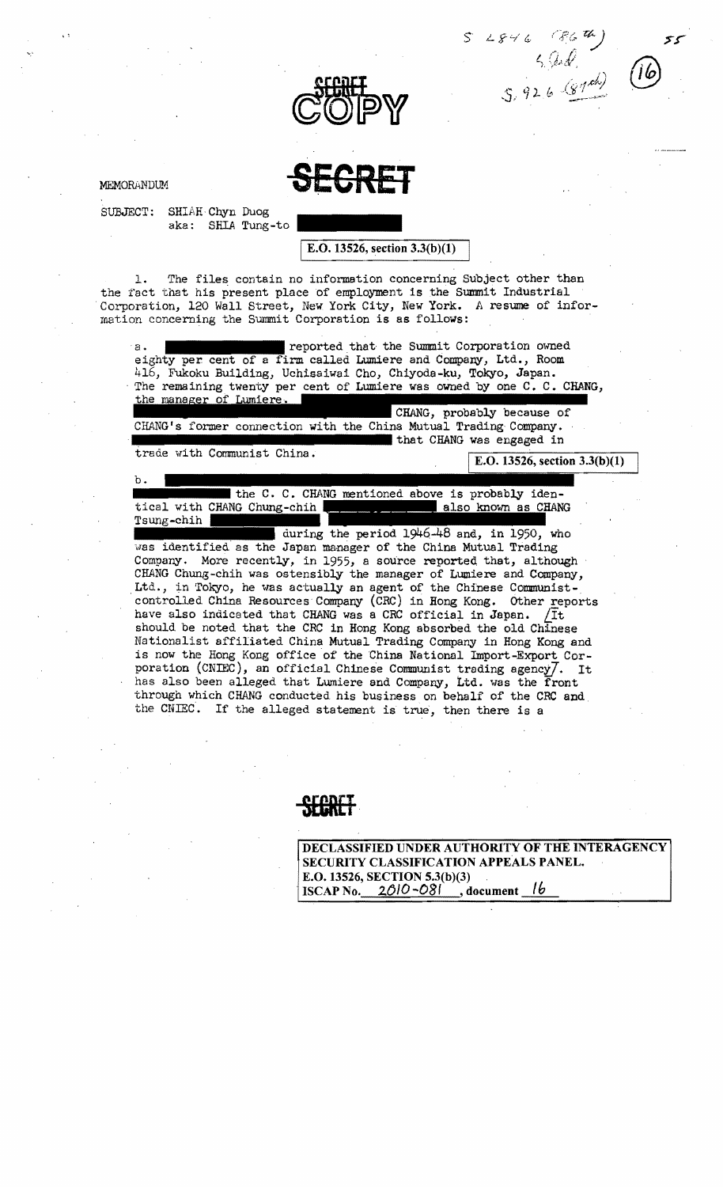S 2846 (86th)
S.W.
S.926 (87th)

55

16

SECRET
COPY

# SECRET

MEMORANDUM

SUBJECT: SHIAH Chyn Duog
aka: SHIA Tung-to

E.O. 13526, section 3.3(b)(1)

1. The files contain no information concerning Subject other than the fact that his present place of employment is the Summit Industrial Corporation, 120 Wall Street, New York City, New York. A resume of information concerning the Summit Corporation is as follows:

a. reported that the Summit Corporation owned eighty per cent of a firm called Lumiere and Company, Ltd., Room 416, Fukoku Building, Uchissiwai Cho, Chiyoda-ku, Tokyo, Japan. The remaining twenty per cent of Lumiere was owned by one C. C. CHANG, the manager of Lumiere. CHANG, probably because of CHANG's former connection with the China Mutual Trading Company. that CHANG was engaged in trade with Communist China.

E.O. 13526, section 3.3(b)(1)

b. the C. C. CHANG mentioned above is probably identical with CHANG Chung-chih also known as CHANG Tsung-chih during the period 1946-48 and, in 1950, who was identified as the Japan manager of the China Mutual Trading Company. More recently, in 1955, a source reported that, although CHANG Chung-chih was ostensibly the manager of Lumiere and Company, Ltd., in Tokyo, he was actually an agent of the Chinese Communist-controlled China Resources Company (CRC) in Hong Kong. Other reports have also indicated that CHANG was a CRC official in Japan. [It should be noted that the CRC in Hong Kong absorbed the old Chinese Nationalist affiliated China Mutual Trading Company in Hong Kong and is now the Hong Kong office of the China National Import-Export Corporation (CNIEC), an official Chinese Communist trading agency]. It has also been alleged that Lumiere and Company, Ltd. was the front through which CHANG conducted his business on behalf of the CRC and the CNIEC. If the alleged statement is true, then there is a

SECRET

DECLASSIFIED UNDER AUTHORITY OF THE INTERAGENCY SECURITY CLASSIFICATION APPEALS PANEL.
E.O. 13526, SECTION 5.3(b)(3)
ISCAP No. 2010-081, document 16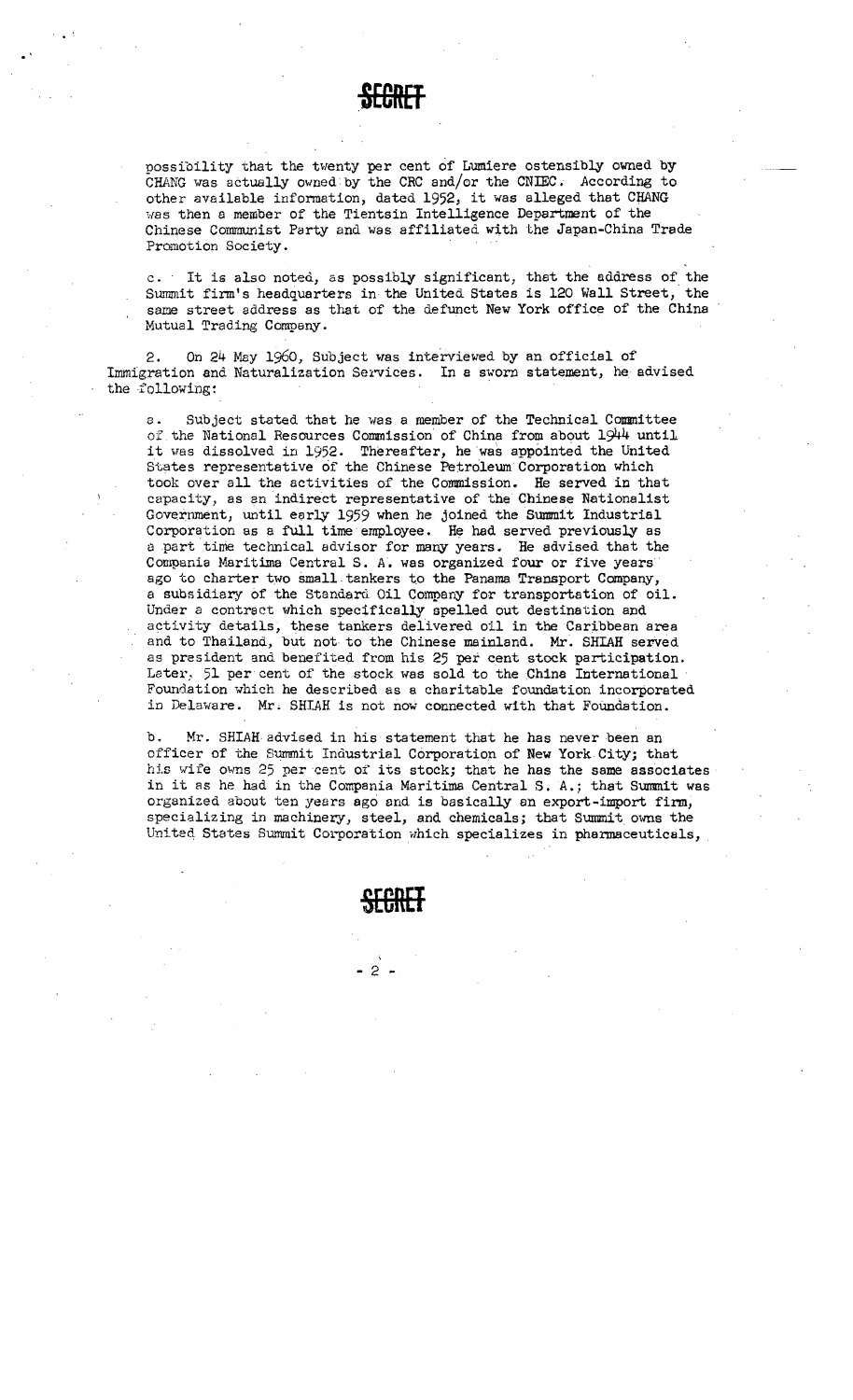SECRET

possibility that the twenty per cent of Lumiere ostensibly owned by CHANG was actually owned by the CRC and/or the CNIEC. According to other available information, dated 1952, it was alleged that CHANG was then a member of the Tientsin Intelligence Department of the Chinese Communist Party and was affiliated with the Japan-China Trade Promotion Society.

c. It is also noted, as possibly significant, that the address of the Summit firm's headquarters in the United States is 120 Wall Street, the same street address as that of the defunct New York office of the China Mutual Trading Company.

2. On 24 May 1960, Subject was interviewed by an official of Immigration and Naturalization Services. In a sworn statement, he advised the following:

a. Subject stated that he was a member of the Technical Committee of the National Resources Commission of China from about 1944 until it was dissolved in 1952. Thereafter, he was appointed the United States representative of the Chinese Petroleum Corporation which took over all the activities of the Commission. He served in that capacity, as an indirect representative of the Chinese Nationalist Government, until early 1959 when he joined the Summit Industrial Corporation as a full time employee. He had served previously as a part time technical advisor for many years. He advised that the Compania Maritima Central S. A. was organized four or five years ago to charter two small tankers to the Panama Transport Company, a subsidiary of the Standard Oil Company for transportation of oil. Under a contract which specifically spelled out destination and activity details, these tankers delivered oil in the Caribbean area and to Thailand, but not to the Chinese mainland. Mr. SHIAH served as president and benefited from his 25 per cent stock participation. Later, 51 per cent of the stock was sold to the China International Foundation which he described as a charitable foundation incorporated in Delaware. Mr. SHIAH is not now connected with that Foundation.

b. Mr. SHIAH advised in his statement that he has never been an officer of the Summit Industrial Corporation of New York City; that his wife owns 25 per cent of its stock; that he has the same associates in it as he had in the Compania Maritima Central S. A.; that Summit was organized about ten years ago and is basically an export-import firm, specializing in machinery, steel, and chemicals; that Summit owns the United States Summit Corporation which specializes in pharmaceuticals,

SECRET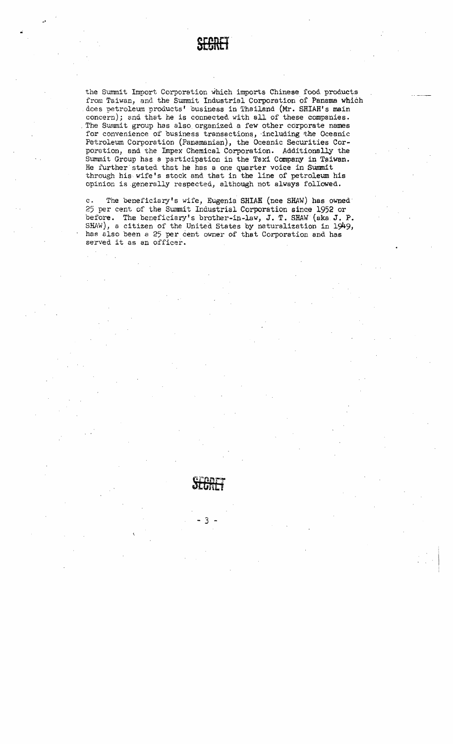SECRET

the Summit Import Corporation which imports Chinese food products from Taiwan, and the Summit Industrial Corporation of Panama which does petroleum products' business in Thailand (Mr. SHIAH's main concern); and that he is connected with all of these companies. The Summit group has also organized a few other corporate names for convenience of business transactions, including the Oceanic Petroleum Corporation (Panamanian), the Oceanic Securities Corporation, and the Impex Chemical Corporation. Additionally the Summit Group has a participation in the Taxi Company in Taiwan. He further stated that he has a one quarter voice in Summit through his wife's stock and that in the line of petroleum his opinion is generally respected, although not always followed.

c. The beneficiary's wife, Eugenia SHIAH (nee SHAW) has owned 25 per cent of the Summit Industrial Corporation since 1952 or before. The beneficiary's brother-in-law, J. T. SHAW (aka J. P. SHAW), a citizen of the United States by naturalization in 1949, has also been a 25 per cent owner of that Corporation and has served it as an officer.

SECRET